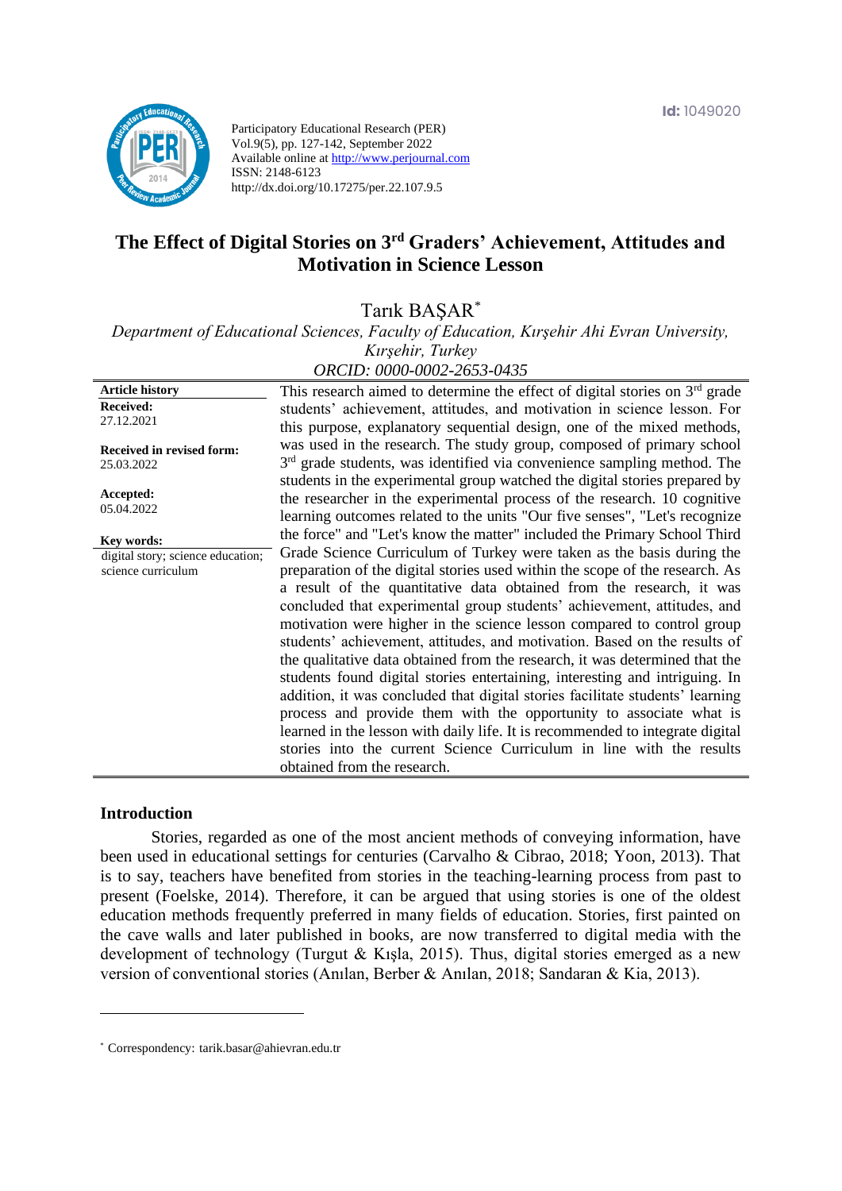Participatory Educational Research (PER)
Vol.9(5), pp. 127-142, September 2022
Available online at http://www.perjournal.com
ISSN: 2148-6123
http://dx.doi.org/10.17275/per.22.107.9.5

Id: 1049020

# The Effect of Digital Stories on 3rd Graders' Achievement, Attitudes and Motivation in Science Lesson

Tarık BAŞAR[*]

*Department of Educational Sciences, Faculty of Education, Kırşehir Ahi Evran University, Kırşehir, Turkey*
*ORCID: 0000-0002-2653-0435*

**Article history**
**Received:** 27.12.2021
**Received in revised form:** 25.03.2022
**Accepted:** 05.04.2022

**Key words:**
digital story; science education; science curriculum

This research aimed to determine the effect of digital stories on 3rd grade students' achievement, attitudes, and motivation in science lesson. For this purpose, explanatory sequential design, one of the mixed methods, was used in the research. The study group, composed of primary school 3rd grade students, was identified via convenience sampling method. The students in the experimental group watched the digital stories prepared by the researcher in the experimental process of the research. 10 cognitive learning outcomes related to the units "Our five senses", "Let's recognize the force" and "Let's know the matter" included the Primary School Third Grade Science Curriculum of Turkey were taken as the basis during the preparation of the digital stories used within the scope of the research. As a result of the quantitative data obtained from the research, it was concluded that experimental group students' achievement, attitudes, and motivation were higher in the science lesson compared to control group students' achievement, attitudes, and motivation. Based on the results of the qualitative data obtained from the research, it was determined that the students found digital stories entertaining, interesting and intriguing. In addition, it was concluded that digital stories facilitate students' learning process and provide them with the opportunity to associate what is learned in the lesson with daily life. It is recommended to integrate digital stories into the current Science Curriculum in line with the results obtained from the research.

## Introduction

Stories, regarded as one of the most ancient methods of conveying information, have been used in educational settings for centuries (Carvalho & Cibrao, 2018; Yoon, 2013). That is to say, teachers have benefited from stories in the teaching-learning process from past to present (Foelske, 2014). Therefore, it can be argued that using stories is one of the oldest education methods frequently preferred in many fields of education. Stories, first painted on the cave walls and later published in books, are now transferred to digital media with the development of technology (Turgut & Kışla, 2015). Thus, digital stories emerged as a new version of conventional stories (Anılan, Berber & Anılan, 2018; Sandaran & Kia, 2013).

[*] Correspondency: tarik.basar@ahievran.edu.tr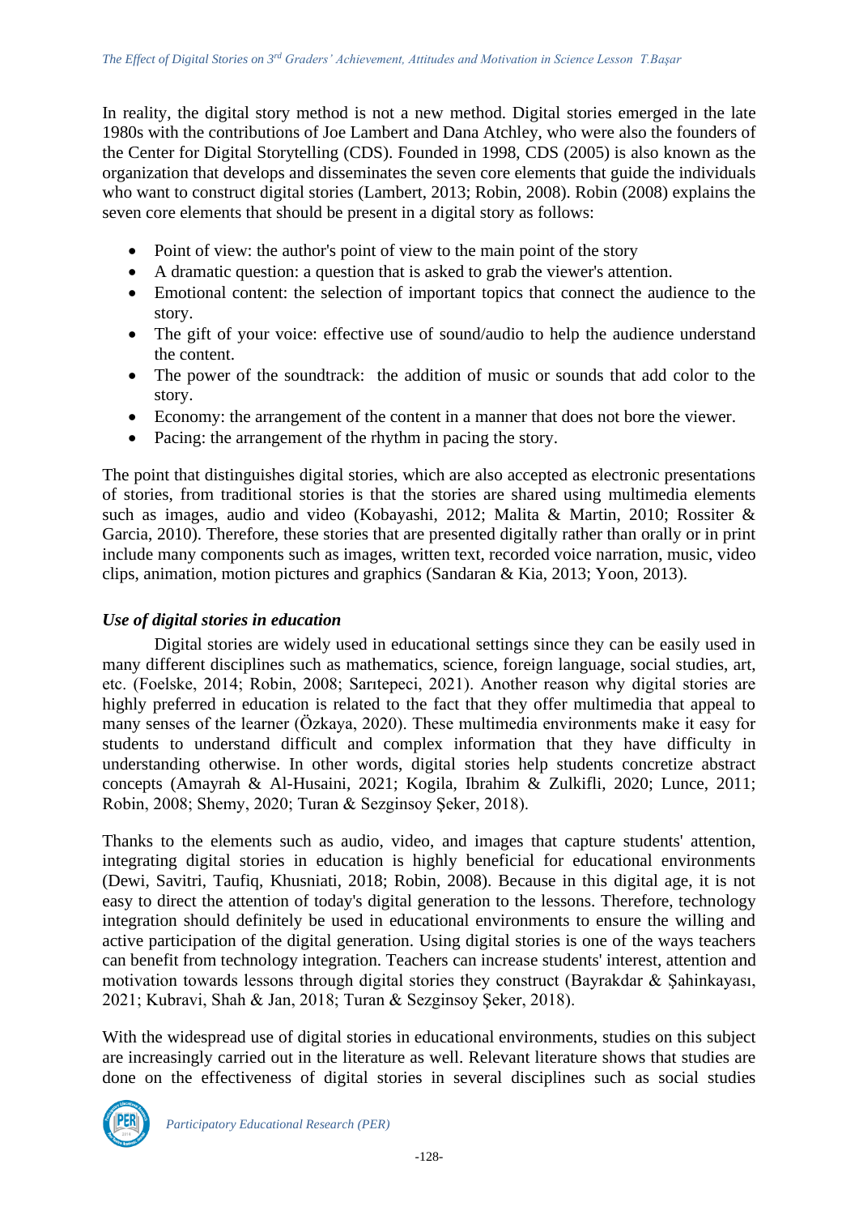In reality, the digital story method is not a new method. Digital stories emerged in the late 1980s with the contributions of Joe Lambert and Dana Atchley, who were also the founders of the Center for Digital Storytelling (CDS). Founded in 1998, CDS (2005) is also known as the organization that develops and disseminates the seven core elements that guide the individuals who want to construct digital stories (Lambert, 2013; Robin, 2008). Robin (2008) explains the seven core elements that should be present in a digital story as follows:

- Point of view: the author's point of view to the main point of the story
- A dramatic question: a question that is asked to grab the viewer's attention.
- Emotional content: the selection of important topics that connect the audience to the story.
- The gift of your voice: effective use of sound/audio to help the audience understand the content.
- The power of the soundtrack: the addition of music or sounds that add color to the story.
- Economy: the arrangement of the content in a manner that does not bore the viewer.
- Pacing: the arrangement of the rhythm in pacing the story.

The point that distinguishes digital stories, which are also accepted as electronic presentations of stories, from traditional stories is that the stories are shared using multimedia elements such as images, audio and video (Kobayashi, 2012; Malita & Martin, 2010; Rossiter & Garcia, 2010). Therefore, these stories that are presented digitally rather than orally or in print include many components such as images, written text, recorded voice narration, music, video clips, animation, motion pictures and graphics (Sandaran & Kia, 2013; Yoon, 2013).

### *Use of digital stories in education*

Digital stories are widely used in educational settings since they can be easily used in many different disciplines such as mathematics, science, foreign language, social studies, art, etc. (Foelske, 2014; Robin, 2008; Sarıtepeci, 2021). Another reason why digital stories are highly preferred in education is related to the fact that they offer multimedia that appeal to many senses of the learner (Özkaya, 2020). These multimedia environments make it easy for students to understand difficult and complex information that they have difficulty in understanding otherwise. In other words, digital stories help students concretize abstract concepts (Amayrah & Al-Husaini, 2021; Kogila, Ibrahim & Zulkifli, 2020; Lunce, 2011; Robin, 2008; Shemy, 2020; Turan & Sezginsoy Şeker, 2018).

Thanks to the elements such as audio, video, and images that capture students' attention, integrating digital stories in education is highly beneficial for educational environments (Dewi, Savitri, Taufiq, Khusniati, 2018; Robin, 2008). Because in this digital age, it is not easy to direct the attention of today's digital generation to the lessons. Therefore, technology integration should definitely be used in educational environments to ensure the willing and active participation of the digital generation. Using digital stories is one of the ways teachers can benefit from technology integration. Teachers can increase students' interest, attention and motivation towards lessons through digital stories they construct (Bayrakdar & Şahinkayası, 2021; Kubravi, Shah & Jan, 2018; Turan & Sezginsoy Şeker, 2018).

With the widespread use of digital stories in educational environments, studies on this subject are increasingly carried out in the literature as well. Relevant literature shows that studies are done on the effectiveness of digital stories in several disciplines such as social studies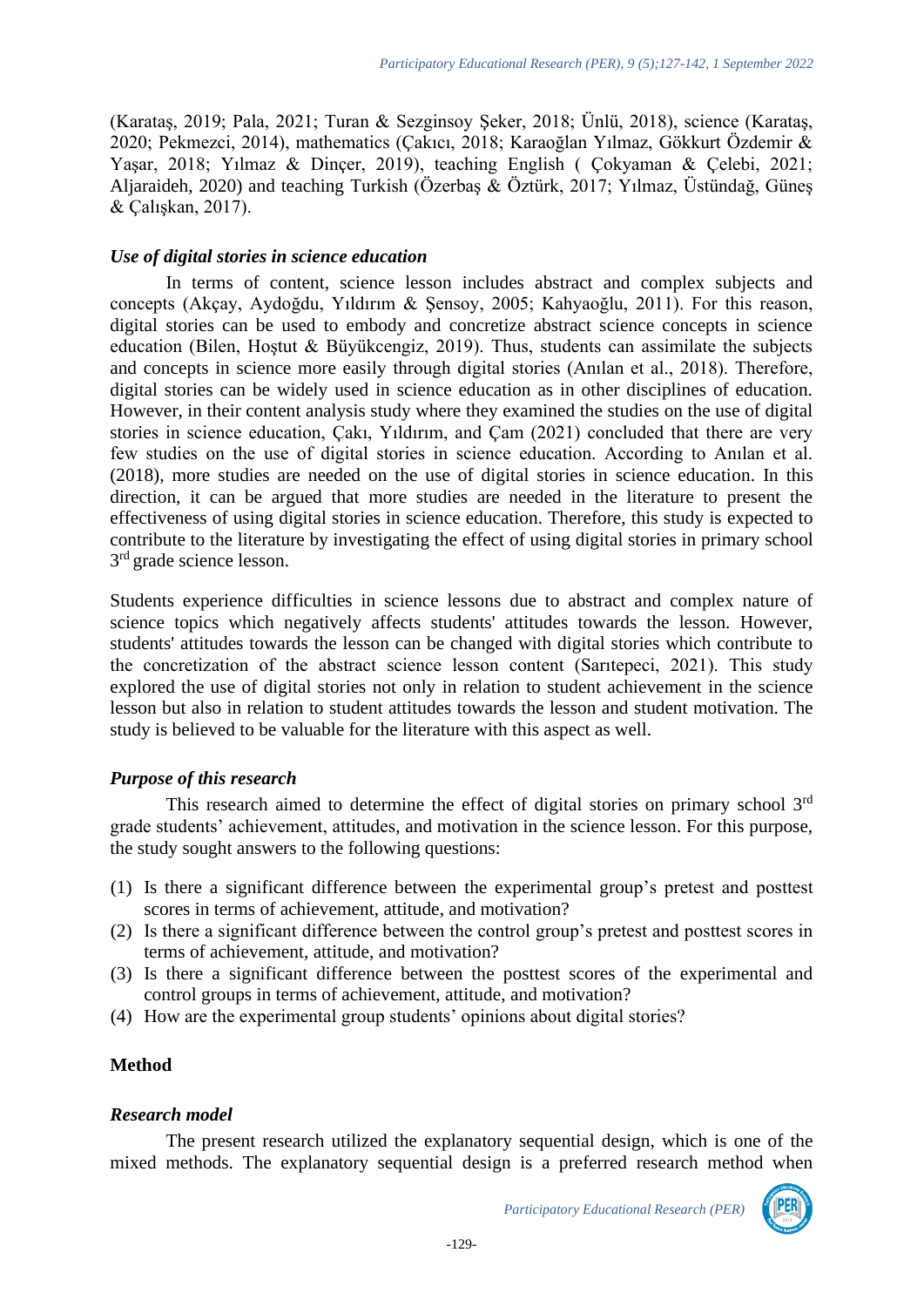(Karataş, 2019; Pala, 2021; Turan & Sezginsoy Şeker, 2018; Ünlü, 2018), science (Karataş, 2020; Pekmezci, 2014), mathematics (Çakıcı, 2018; Karaoğlan Yılmaz, Gökkurt Özdemir & Yaşar, 2018; Yılmaz & Dinçer, 2019), teaching English ( Çokyaman & Çelebi, 2021; Aljaraideh, 2020) and teaching Turkish (Özerbaş & Öztürk, 2017; Yılmaz, Üstündağ, Güneş & Çalışkan, 2017).

### *Use of digital stories in science education*

In terms of content, science lesson includes abstract and complex subjects and concepts (Akçay, Aydoğdu, Yıldırım & Şensoy, 2005; Kahyaoğlu, 2011). For this reason, digital stories can be used to embody and concretize abstract science concepts in science education (Bilen, Hoştut & Büyükcengiz, 2019). Thus, students can assimilate the subjects and concepts in science more easily through digital stories (Anılan et al., 2018). Therefore, digital stories can be widely used in science education as in other disciplines of education. However, in their content analysis study where they examined the studies on the use of digital stories in science education, Çakı, Yıldırım, and Çam (2021) concluded that there are very few studies on the use of digital stories in science education. According to Anılan et al. (2018), more studies are needed on the use of digital stories in science education. In this direction, it can be argued that more studies are needed in the literature to present the effectiveness of using digital stories in science education. Therefore, this study is expected to contribute to the literature by investigating the effect of using digital stories in primary school 3rd grade science lesson.

Students experience difficulties in science lessons due to abstract and complex nature of science topics which negatively affects students' attitudes towards the lesson. However, students' attitudes towards the lesson can be changed with digital stories which contribute to the concretization of the abstract science lesson content (Sarıtepeci, 2021). This study explored the use of digital stories not only in relation to student achievement in the science lesson but also in relation to student attitudes towards the lesson and student motivation. The study is believed to be valuable for the literature with this aspect as well.

### *Purpose of this research*

This research aimed to determine the effect of digital stories on primary school 3rd grade students' achievement, attitudes, and motivation in the science lesson. For this purpose, the study sought answers to the following questions:

(1) Is there a significant difference between the experimental group's pretest and posttest scores in terms of achievement, attitude, and motivation?
(2) Is there a significant difference between the control group's pretest and posttest scores in terms of achievement, attitude, and motivation?
(3) Is there a significant difference between the posttest scores of the experimental and control groups in terms of achievement, attitude, and motivation?
(4) How are the experimental group students' opinions about digital stories?

## Method

### *Research model*

The present research utilized the explanatory sequential design, which is one of the mixed methods. The explanatory sequential design is a preferred research method when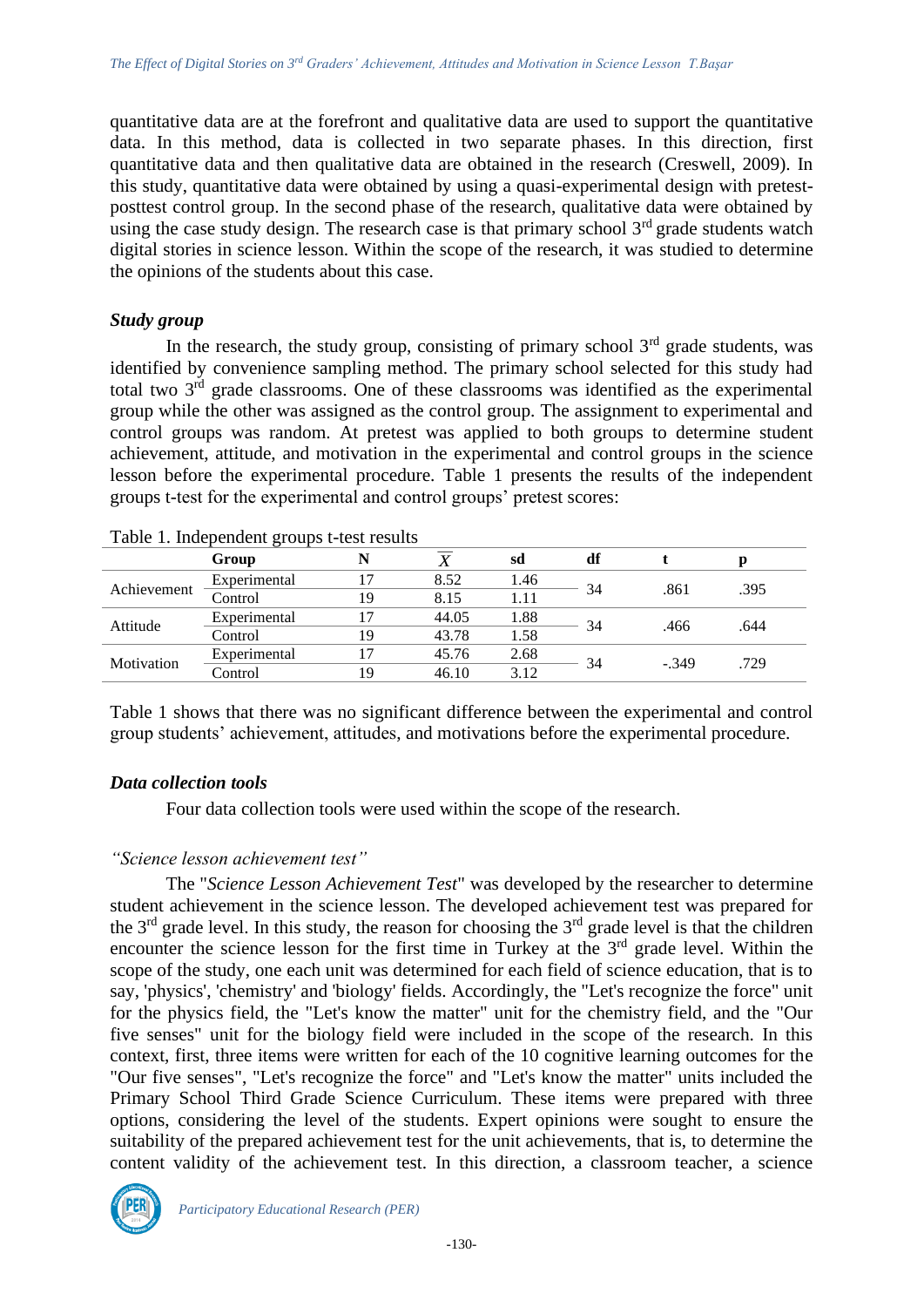quantitative data are at the forefront and qualitative data are used to support the quantitative data. In this method, data is collected in two separate phases. In this direction, first quantitative data and then qualitative data are obtained in the research (Creswell, 2009). In this study, quantitative data were obtained by using a quasi-experimental design with pretest-posttest control group. In the second phase of the research, qualitative data were obtained by using the case study design. The research case is that primary school 3rd grade students watch digital stories in science lesson. Within the scope of the research, it was studied to determine the opinions of the students about this case.

### *Study group*

In the research, the study group, consisting of primary school 3rd grade students, was identified by convenience sampling method. The primary school selected for this study had total two 3rd grade classrooms. One of these classrooms was identified as the experimental group while the other was assigned as the control group. The assignment to experimental and control groups was random. At pretest was applied to both groups to determine student achievement, attitude, and motivation in the experimental and control groups in the science lesson before the experimental procedure. Table 1 presents the results of the independent groups t-test for the experimental and control groups' pretest scores:

Table 1. Independent groups t-test results

| | Group | N | $\overline{X}$ | sd | df | t | p |
|---|---|---|---|---|---|---|---|
| Achievement | Experimental | 17 | 8.52 | 1.46 | 34 | .861 | .395 |
| | Control | 19 | 8.15 | 1.11 | | | |
| Attitude | Experimental | 17 | 44.05 | 1.88 | 34 | .466 | .644 |
| | Control | 19 | 43.78 | 1.58 | | | |
| Motivation | Experimental | 17 | 45.76 | 2.68 | 34 | -.349 | .729 |
| | Control | 19 | 46.10 | 3.12 | | | |

Table 1 shows that there was no significant difference between the experimental and control group students' achievement, attitudes, and motivations before the experimental procedure.

### *Data collection tools*

Four data collection tools were used within the scope of the research.

#### *"Science lesson achievement test"*

The "*Science Lesson Achievement Test*" was developed by the researcher to determine student achievement in the science lesson. The developed achievement test was prepared for the 3rd grade level. In this study, the reason for choosing the 3rd grade level is that the children encounter the science lesson for the first time in Turkey at the 3rd grade level. Within the scope of the study, one each unit was determined for each field of science education, that is to say, 'physics', 'chemistry' and 'biology' fields. Accordingly, the "Let's recognize the force" unit for the physics field, the "Let's know the matter" unit for the chemistry field, and the "Our five senses" unit for the biology field were included in the scope of the research. In this context, first, three items were written for each of the 10 cognitive learning outcomes for the "Our five senses", "Let's recognize the force" and "Let's know the matter" units included the Primary School Third Grade Science Curriculum. These items were prepared with three options, considering the level of the students. Expert opinions were sought to ensure the suitability of the prepared achievement test for the unit achievements, that is, to determine the content validity of the achievement test. In this direction, a classroom teacher, a science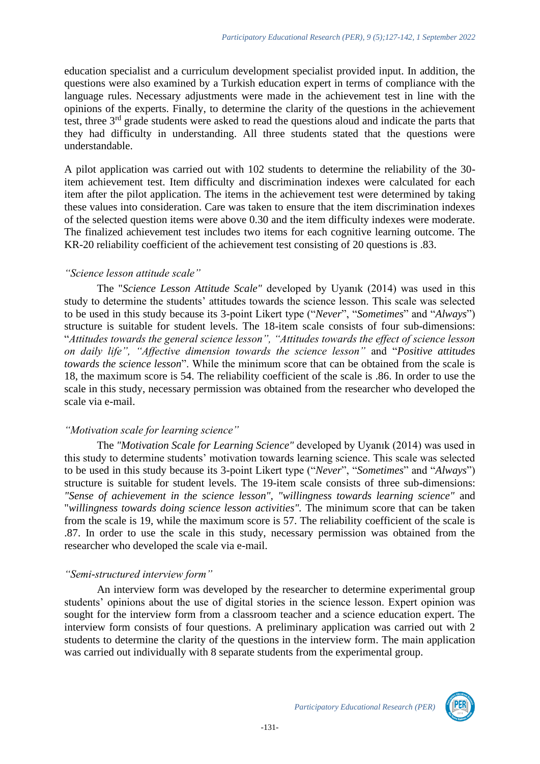education specialist and a curriculum development specialist provided input. In addition, the questions were also examined by a Turkish education expert in terms of compliance with the language rules. Necessary adjustments were made in the achievement test in line with the opinions of the experts. Finally, to determine the clarity of the questions in the achievement test, three 3rd grade students were asked to read the questions aloud and indicate the parts that they had difficulty in understanding. All three students stated that the questions were understandable.

A pilot application was carried out with 102 students to determine the reliability of the 30-item achievement test. Item difficulty and discrimination indexes were calculated for each item after the pilot application. The items in the achievement test were determined by taking these values into consideration. Care was taken to ensure that the item discrimination indexes of the selected question items were above 0.30 and the item difficulty indexes were moderate. The finalized achievement test includes two items for each cognitive learning outcome. The KR-20 reliability coefficient of the achievement test consisting of 20 questions is .83.

*"Science lesson attitude scale"*

The "*Science Lesson Attitude Scale"* developed by Uyanık (2014) was used in this study to determine the students' attitudes towards the science lesson. This scale was selected to be used in this study because its 3-point Likert type ("*Never*", "*Sometimes*" and "*Always*") structure is suitable for student levels. The 18-item scale consists of four sub-dimensions: "*Attitudes towards the general science lesson", "Attitudes towards the effect of science lesson on daily life", "Affective dimension towards the science lesson"* and "*Positive attitudes towards the science lesson*". While the minimum score that can be obtained from the scale is 18, the maximum score is 54. The reliability coefficient of the scale is .86. In order to use the scale in this study, necessary permission was obtained from the researcher who developed the scale via e-mail.

*"Motivation scale for learning science"*

The *"Motivation Scale for Learning Science"* developed by Uyanık (2014) was used in this study to determine students' motivation towards learning science. This scale was selected to be used in this study because its 3-point Likert type ("*Never*", "*Sometimes*" and "*Always*") structure is suitable for student levels. The 19-item scale consists of three sub-dimensions: *"Sense of achievement in the science lesson", "willingness towards learning science"* and "*willingness towards doing science lesson activities"*. The minimum score that can be taken from the scale is 19, while the maximum score is 57. The reliability coefficient of the scale is .87. In order to use the scale in this study, necessary permission was obtained from the researcher who developed the scale via e-mail.

*"Semi-structured interview form"*

An interview form was developed by the researcher to determine experimental group students' opinions about the use of digital stories in the science lesson. Expert opinion was sought for the interview form from a classroom teacher and a science education expert. The interview form consists of four questions. A preliminary application was carried out with 2 students to determine the clarity of the questions in the interview form. The main application was carried out individually with 8 separate students from the experimental group.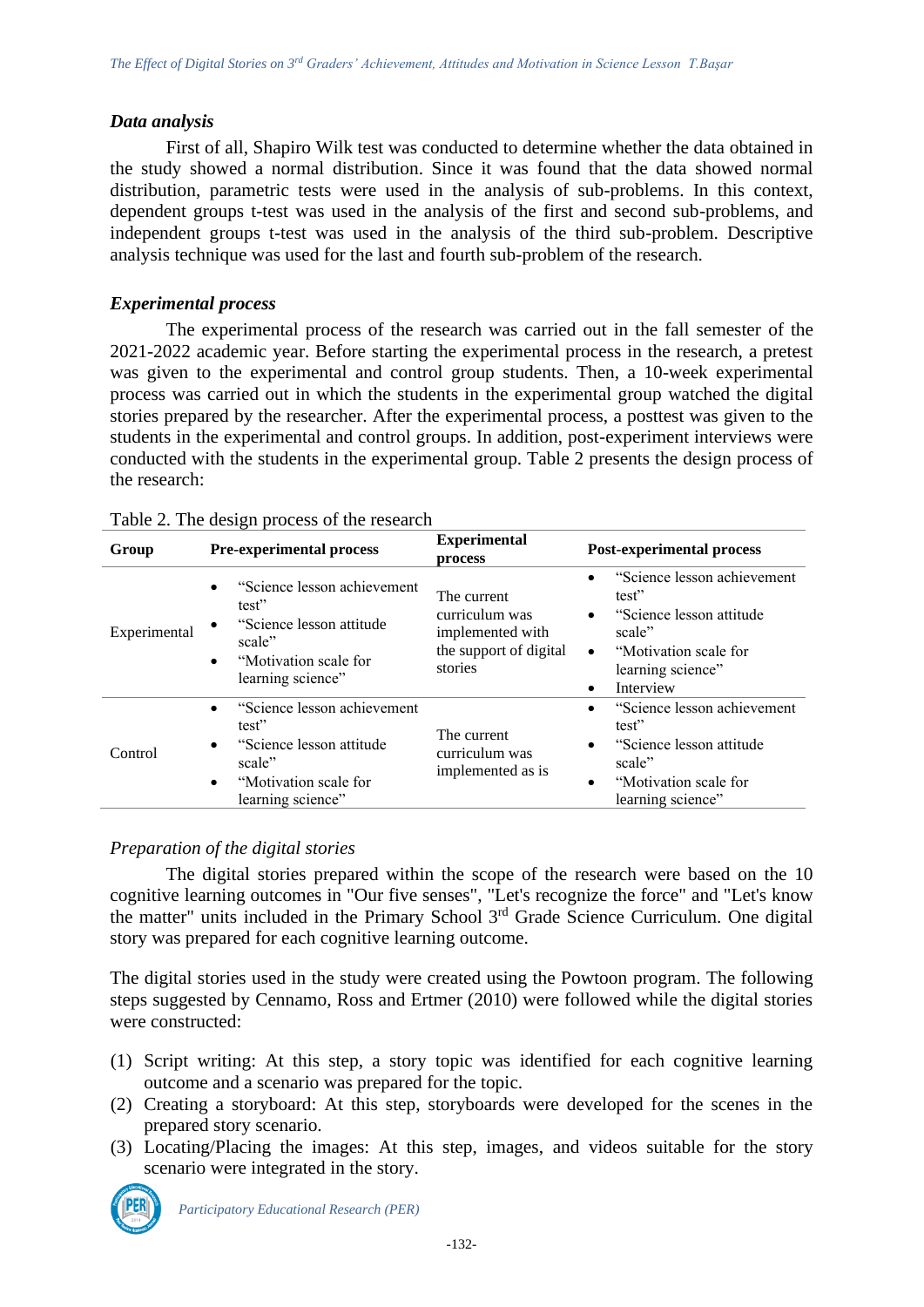### *Data analysis*

First of all, Shapiro Wilk test was conducted to determine whether the data obtained in the study showed a normal distribution. Since it was found that the data showed normal distribution, parametric tests were used in the analysis of sub-problems. In this context, dependent groups t-test was used in the analysis of the first and second sub-problems, and independent groups t-test was used in the analysis of the third sub-problem. Descriptive analysis technique was used for the last and fourth sub-problem of the research.

### *Experimental process*

The experimental process of the research was carried out in the fall semester of the 2021-2022 academic year. Before starting the experimental process in the research, a pretest was given to the experimental and control group students. Then, a 10-week experimental process was carried out in which the students in the experimental group watched the digital stories prepared by the researcher. After the experimental process, a posttest was given to the students in the experimental and control groups. In addition, post-experiment interviews were conducted with the students in the experimental group. Table 2 presents the design process of the research:

Table 2. The design process of the research

| Group | Pre-experimental process | Experimental process | Post-experimental process |
|---|---|---|---|
| Experimental | • "Science lesson achievement test" <br> • "Science lesson attitude scale" <br> • "Motivation scale for learning science" | The current curriculum was implemented with the support of digital stories | • "Science lesson achievement test" <br> • "Science lesson attitude scale" <br> • "Motivation scale for learning science" <br> • Interview |
| Control | • "Science lesson achievement test" <br> • "Science lesson attitude scale" <br> • "Motivation scale for learning science" | The current curriculum was implemented as is | • "Science lesson achievement test" <br> • "Science lesson attitude scale" <br> • "Motivation scale for learning science" |

#### *Preparation of the digital stories*

The digital stories prepared within the scope of the research were based on the 10 cognitive learning outcomes in "Our five senses", "Let's recognize the force" and "Let's know the matter" units included in the Primary School 3rd Grade Science Curriculum. One digital story was prepared for each cognitive learning outcome.

The digital stories used in the study were created using the Powtoon program. The following steps suggested by Cennamo, Ross and Ertmer (2010) were followed while the digital stories were constructed:

(1) Script writing: At this step, a story topic was identified for each cognitive learning outcome and a scenario was prepared for the topic.
(2) Creating a storyboard: At this step, storyboards were developed for the scenes in the prepared story scenario.
(3) Locating/Placing the images: At this step, images, and videos suitable for the story scenario were integrated in the story.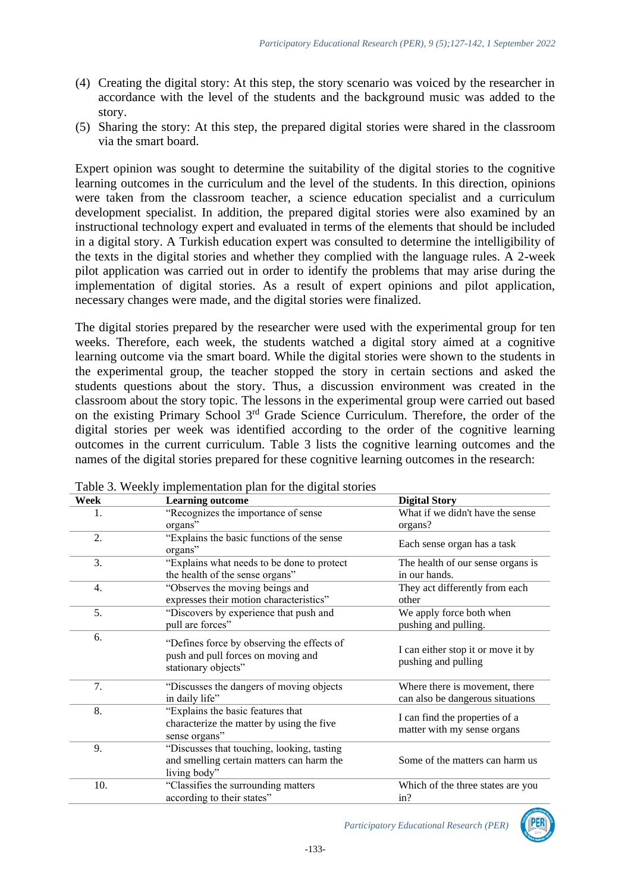(4) Creating the digital story: At this step, the story scenario was voiced by the researcher in accordance with the level of the students and the background music was added to the story.

(5) Sharing the story: At this step, the prepared digital stories were shared in the classroom via the smart board.

Expert opinion was sought to determine the suitability of the digital stories to the cognitive learning outcomes in the curriculum and the level of the students. In this direction, opinions were taken from the classroom teacher, a science education specialist and a curriculum development specialist. In addition, the prepared digital stories were also examined by an instructional technology expert and evaluated in terms of the elements that should be included in a digital story. A Turkish education expert was consulted to determine the intelligibility of the texts in the digital stories and whether they complied with the language rules. A 2-week pilot application was carried out in order to identify the problems that may arise during the implementation of digital stories. As a result of expert opinions and pilot application, necessary changes were made, and the digital stories were finalized.

The digital stories prepared by the researcher were used with the experimental group for ten weeks. Therefore, each week, the students watched a digital story aimed at a cognitive learning outcome via the smart board. While the digital stories were shown to the students in the experimental group, the teacher stopped the story in certain sections and asked the students questions about the story. Thus, a discussion environment was created in the classroom about the story topic. The lessons in the experimental group were carried out based on the existing Primary School 3rd Grade Science Curriculum. Therefore, the order of the digital stories per week was identified according to the order of the cognitive learning outcomes in the current curriculum. Table 3 lists the cognitive learning outcomes and the names of the digital stories prepared for these cognitive learning outcomes in the research:

Table 3. Weekly implementation plan for the digital stories

| Week | Learning outcome | Digital Story |
|---|---|---|
| 1. | "Recognizes the importance of sense organs" | What if we didn't have the sense organs? |
| 2. | "Explains the basic functions of the sense organs" | Each sense organ has a task |
| 3. | "Explains what needs to be done to protect the health of the sense organs" | The health of our sense organs is in our hands. |
| 4. | "Observes the moving beings and expresses their motion characteristics" | They act differently from each other |
| 5. | "Discovers by experience that push and pull are forces" | We apply force both when pushing and pulling. |
| 6. | "Defines force by observing the effects of push and pull forces on moving and stationary objects" | I can either stop it or move it by pushing and pulling |
| 7. | "Discusses the dangers of moving objects in daily life" | Where there is movement, there can also be dangerous situations |
| 8. | "Explains the basic features that characterize the matter by using the five sense organs" | I can find the properties of a matter with my sense organs |
| 9. | "Discusses that touching, looking, tasting and smelling certain matters can harm the living body" | Some of the matters can harm us |
| 10. | "Classifies the surrounding matters according to their states" | Which of the three states are you in? |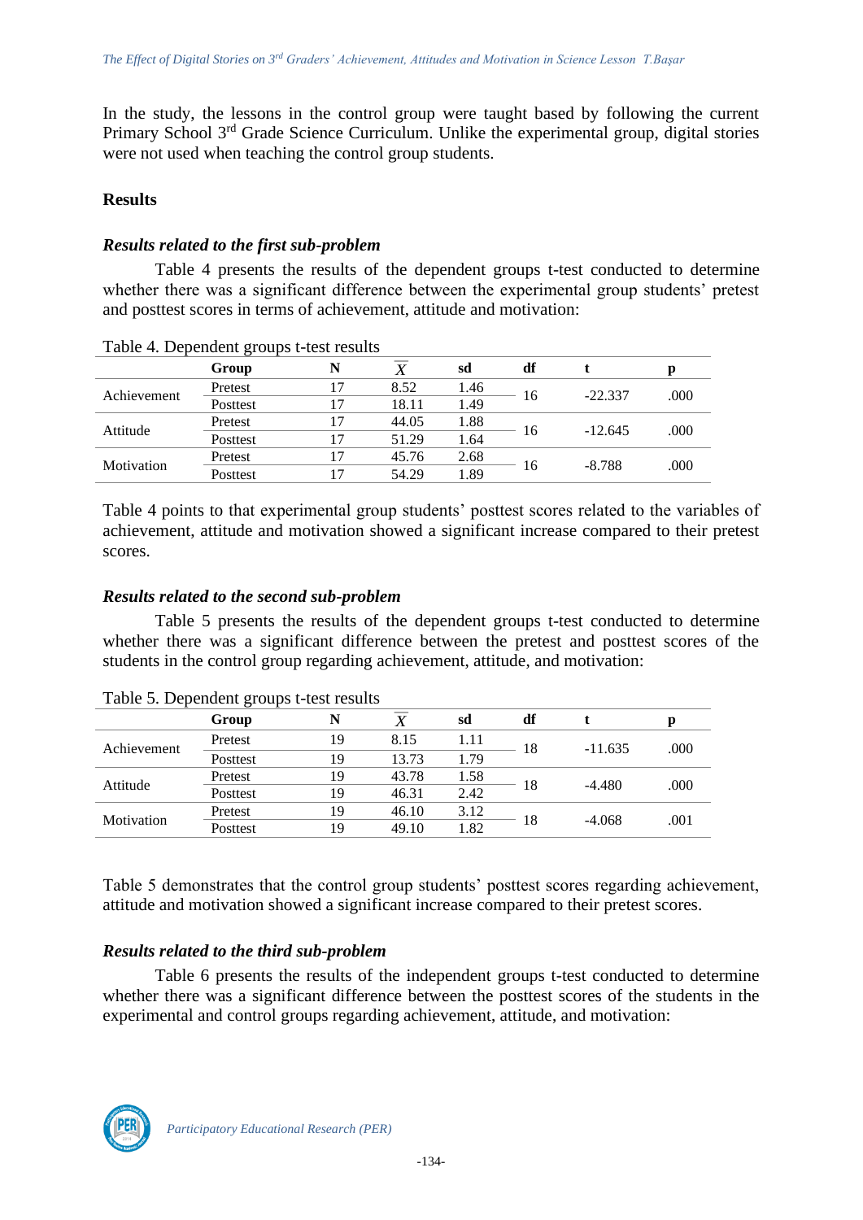In the study, the lessons in the control group were taught based by following the current Primary School 3rd Grade Science Curriculum. Unlike the experimental group, digital stories were not used when teaching the control group students.

## Results

### *Results related to the first sub-problem*

Table 4 presents the results of the dependent groups t-test conducted to determine whether there was a significant difference between the experimental group students' pretest and posttest scores in terms of achievement, attitude and motivation:

Table 4. Dependent groups t-test results

| | Group | N | $\overline{X}$ | sd | df | t | p |
|---|---|---|---|---|---|---|---|
| Achievement | Pretest | 17 | 8.52 | 1.46 | 16 | -22.337 | .000 |
| | Posttest | 17 | 18.11 | 1.49 | | | |
| Attitude | Pretest | 17 | 44.05 | 1.88 | 16 | -12.645 | .000 |
| | Posttest | 17 | 51.29 | 1.64 | | | |
| Motivation | Pretest | 17 | 45.76 | 2.68 | 16 | -8.788 | .000 |
| | Posttest | 17 | 54.29 | 1.89 | | | |

Table 4 points to that experimental group students' posttest scores related to the variables of achievement, attitude and motivation showed a significant increase compared to their pretest scores.

### *Results related to the second sub-problem*

Table 5 presents the results of the dependent groups t-test conducted to determine whether there was a significant difference between the pretest and posttest scores of the students in the control group regarding achievement, attitude, and motivation:

Table 5. Dependent groups t-test results

| | Group | N | $\overline{X}$ | sd | df | t | p |
|---|---|---|---|---|---|---|---|
| Achievement | Pretest | 19 | 8.15 | 1.11 | 18 | -11.635 | .000 |
| | Posttest | 19 | 13.73 | 1.79 | | | |
| Attitude | Pretest | 19 | 43.78 | 1.58 | 18 | -4.480 | .000 |
| | Posttest | 19 | 46.31 | 2.42 | | | |
| Motivation | Pretest | 19 | 46.10 | 3.12 | 18 | -4.068 | .001 |
| | Posttest | 19 | 49.10 | 1.82 | | | |

Table 5 demonstrates that the control group students' posttest scores regarding achievement, attitude and motivation showed a significant increase compared to their pretest scores.

### *Results related to the third sub-problem*

Table 6 presents the results of the independent groups t-test conducted to determine whether there was a significant difference between the posttest scores of the students in the experimental and control groups regarding achievement, attitude, and motivation: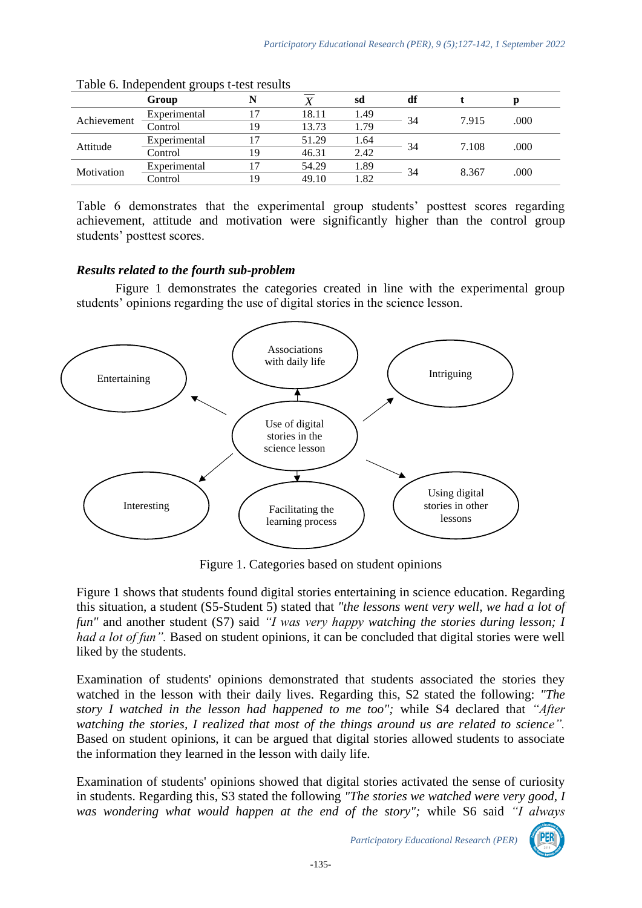Table 6. Independent groups t-test results

| | Group | N | $\overline{X}$ | sd | df | t | p |
|---|---|---|---|---|---|---|---|
| Achievement | Experimental | 17 | 18.11 | 1.49 | 34 | 7.915 | .000 |
| | Control | 19 | 13.73 | 1.79 | | | |
| Attitude | Experimental | 17 | 51.29 | 1.64 | 34 | 7.108 | .000 |
| | Control | 19 | 46.31 | 2.42 | | | |
| Motivation | Experimental | 17 | 54.29 | 1.89 | 34 | 8.367 | .000 |
| | Control | 19 | 49.10 | 1.82 | | | |

Table 6 demonstrates that the experimental group students' posttest scores regarding achievement, attitude and motivation were significantly higher than the control group students' posttest scores.

### *Results related to the fourth sub-problem*

Figure 1 demonstrates the categories created in line with the experimental group students' opinions regarding the use of digital stories in the science lesson.

Use of digital stories in the science lesson → Entertaining; Associations with daily life; Intriguing; Interesting; Facilitating the learning process; Using digital stories in other lessons

Figure 1. Categories based on student opinions

Figure 1 shows that students found digital stories entertaining in science education. Regarding this situation, a student (S5-Student 5) stated that *"the lessons went very well, we had a lot of fun"* and another student (S7) said *"I was very happy watching the stories during lesson; I had a lot of fun".* Based on student opinions, it can be concluded that digital stories were well liked by the students.

Examination of students' opinions demonstrated that students associated the stories they watched in the lesson with their daily lives. Regarding this, S2 stated the following: *"The story I watched in the lesson had happened to me too";* while S4 declared that *"After watching the stories, I realized that most of the things around us are related to science".* Based on student opinions, it can be argued that digital stories allowed students to associate the information they learned in the lesson with daily life.

Examination of students' opinions showed that digital stories activated the sense of curiosity in students. Regarding this, S3 stated the following *"The stories we watched were very good, I was wondering what would happen at the end of the story";* while S6 said *"I always*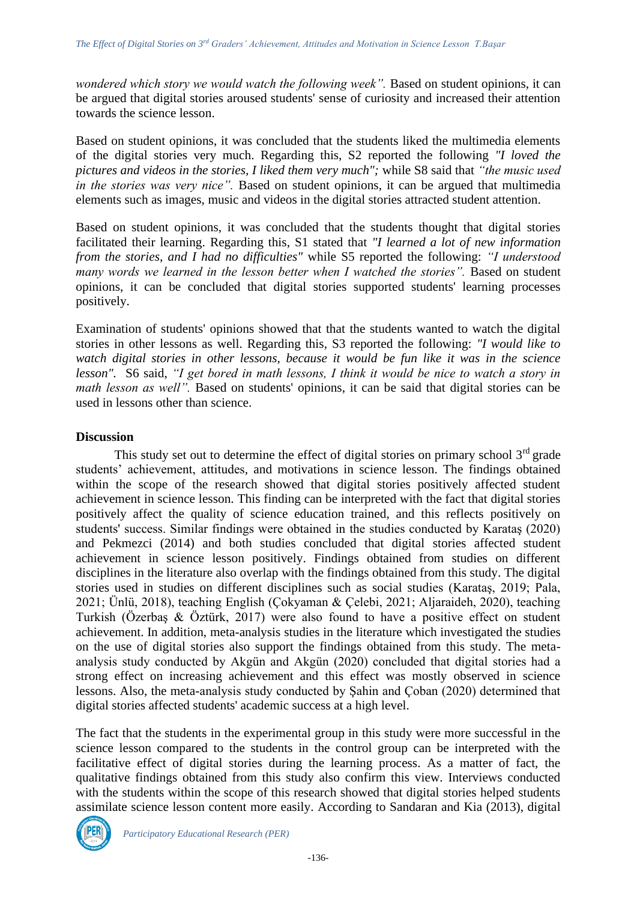*wondered which story we would watch the following week".* Based on student opinions, it can be argued that digital stories aroused students' sense of curiosity and increased their attention towards the science lesson.

Based on student opinions, it was concluded that the students liked the multimedia elements of the digital stories very much. Regarding this, S2 reported the following *"I loved the pictures and videos in the stories, I liked them very much";* while S8 said that *"the music used in the stories was very nice".* Based on student opinions, it can be argued that multimedia elements such as images, music and videos in the digital stories attracted student attention.

Based on student opinions, it was concluded that the students thought that digital stories facilitated their learning. Regarding this, S1 stated that *"I learned a lot of new information from the stories, and I had no difficulties"* while S5 reported the following: *"I understood many words we learned in the lesson better when I watched the stories".* Based on student opinions, it can be concluded that digital stories supported students' learning processes positively.

Examination of students' opinions showed that that the students wanted to watch the digital stories in other lessons as well. Regarding this, S3 reported the following: *"I would like to watch digital stories in other lessons, because it would be fun like it was in the science lesson".* S6 said, *"I get bored in math lessons, I think it would be nice to watch a story in math lesson as well".* Based on students' opinions, it can be said that digital stories can be used in lessons other than science.

## Discussion

This study set out to determine the effect of digital stories on primary school 3rd grade students' achievement, attitudes, and motivations in science lesson. The findings obtained within the scope of the research showed that digital stories positively affected student achievement in science lesson. This finding can be interpreted with the fact that digital stories positively affect the quality of science education trained, and this reflects positively on students' success. Similar findings were obtained in the studies conducted by Karataş (2020) and Pekmezci (2014) and both studies concluded that digital stories affected student achievement in science lesson positively. Findings obtained from studies on different disciplines in the literature also overlap with the findings obtained from this study. The digital stories used in studies on different disciplines such as social studies (Karataş, 2019; Pala, 2021; Ünlü, 2018), teaching English (Çokyaman & Çelebi, 2021; Aljaraideh, 2020), teaching Turkish (Özerbaş & Öztürk, 2017) were also found to have a positive effect on student achievement. In addition, meta-analysis studies in the literature which investigated the studies on the use of digital stories also support the findings obtained from this study. The meta-analysis study conducted by Akgün and Akgün (2020) concluded that digital stories had a strong effect on increasing achievement and this effect was mostly observed in science lessons. Also, the meta-analysis study conducted by Şahin and Çoban (2020) determined that digital stories affected students' academic success at a high level.

The fact that the students in the experimental group in this study were more successful in the science lesson compared to the students in the control group can be interpreted with the facilitative effect of digital stories during the learning process. As a matter of fact, the qualitative findings obtained from this study also confirm this view. Interviews conducted with the students within the scope of this research showed that digital stories helped students assimilate science lesson content more easily. According to Sandaran and Kia (2013), digital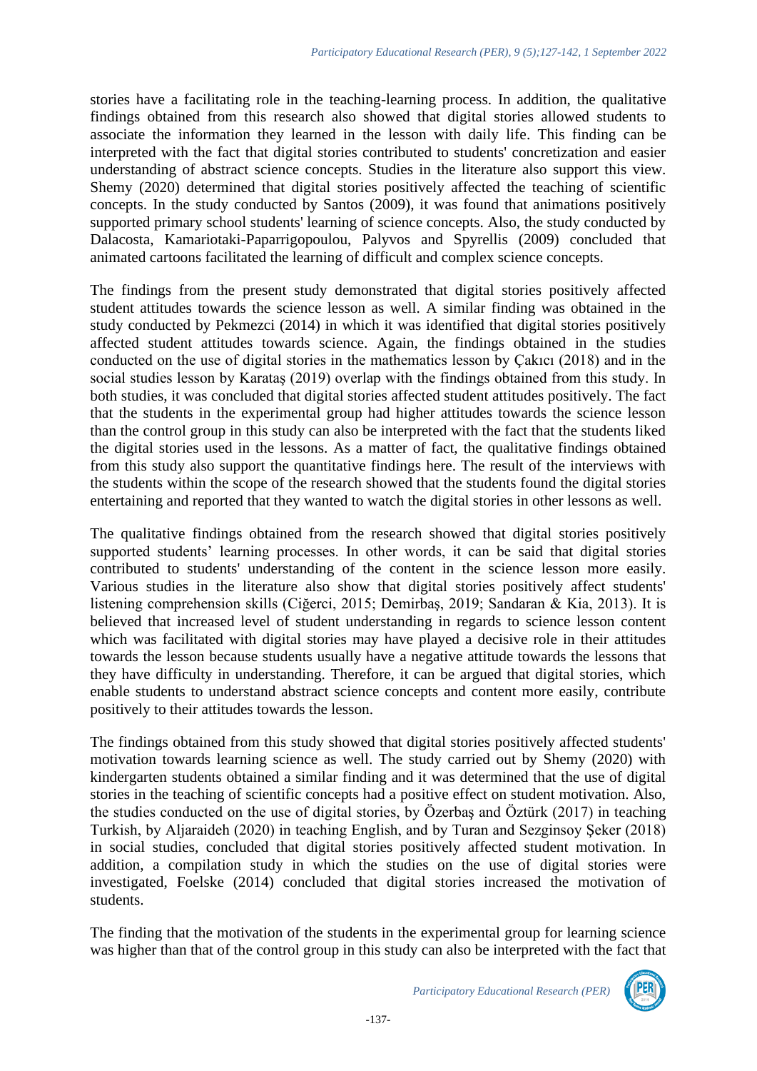stories have a facilitating role in the teaching-learning process. In addition, the qualitative findings obtained from this research also showed that digital stories allowed students to associate the information they learned in the lesson with daily life. This finding can be interpreted with the fact that digital stories contributed to students' concretization and easier understanding of abstract science concepts. Studies in the literature also support this view. Shemy (2020) determined that digital stories positively affected the teaching of scientific concepts. In the study conducted by Santos (2009), it was found that animations positively supported primary school students' learning of science concepts. Also, the study conducted by Dalacosta, Kamariotaki-Paparrigopoulou, Palyvos and Spyrellis (2009) concluded that animated cartoons facilitated the learning of difficult and complex science concepts.

The findings from the present study demonstrated that digital stories positively affected student attitudes towards the science lesson as well. A similar finding was obtained in the study conducted by Pekmezci (2014) in which it was identified that digital stories positively affected student attitudes towards science. Again, the findings obtained in the studies conducted on the use of digital stories in the mathematics lesson by Çakıcı (2018) and in the social studies lesson by Karataş (2019) overlap with the findings obtained from this study. In both studies, it was concluded that digital stories affected student attitudes positively. The fact that the students in the experimental group had higher attitudes towards the science lesson than the control group in this study can also be interpreted with the fact that the students liked the digital stories used in the lessons. As a matter of fact, the qualitative findings obtained from this study also support the quantitative findings here. The result of the interviews with the students within the scope of the research showed that the students found the digital stories entertaining and reported that they wanted to watch the digital stories in other lessons as well.

The qualitative findings obtained from the research showed that digital stories positively supported students' learning processes. In other words, it can be said that digital stories contributed to students' understanding of the content in the science lesson more easily. Various studies in the literature also show that digital stories positively affect students' listening comprehension skills (Ciğerci, 2015; Demirbaş, 2019; Sandaran & Kia, 2013). It is believed that increased level of student understanding in regards to science lesson content which was facilitated with digital stories may have played a decisive role in their attitudes towards the lesson because students usually have a negative attitude towards the lessons that they have difficulty in understanding. Therefore, it can be argued that digital stories, which enable students to understand abstract science concepts and content more easily, contribute positively to their attitudes towards the lesson.

The findings obtained from this study showed that digital stories positively affected students' motivation towards learning science as well. The study carried out by Shemy (2020) with kindergarten students obtained a similar finding and it was determined that the use of digital stories in the teaching of scientific concepts had a positive effect on student motivation. Also, the studies conducted on the use of digital stories, by Özerbaş and Öztürk (2017) in teaching Turkish, by Aljaraideh (2020) in teaching English, and by Turan and Sezginsoy Şeker (2018) in social studies, concluded that digital stories positively affected student motivation. In addition, a compilation study in which the studies on the use of digital stories were investigated, Foelske (2014) concluded that digital stories increased the motivation of students.

The finding that the motivation of the students in the experimental group for learning science was higher than that of the control group in this study can also be interpreted with the fact that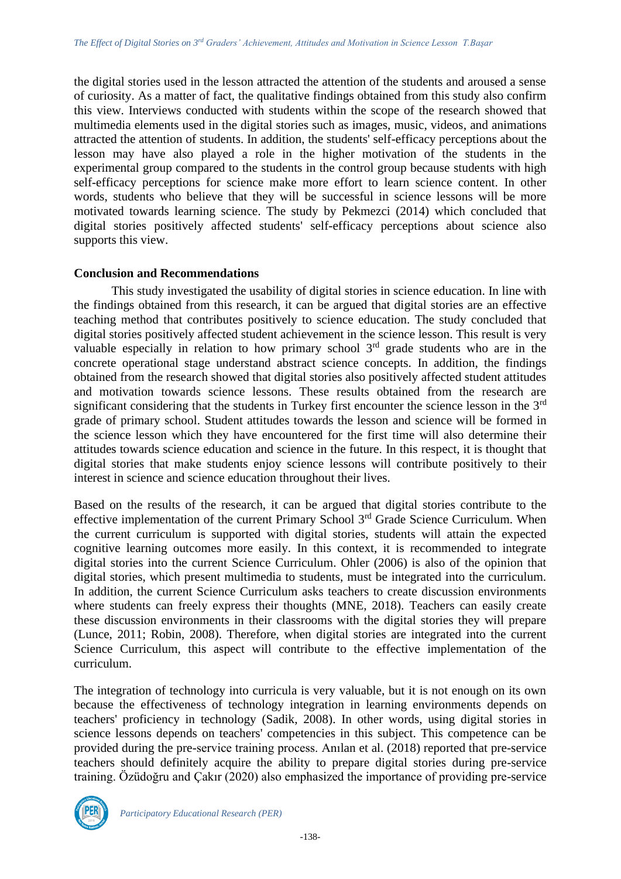the digital stories used in the lesson attracted the attention of the students and aroused a sense of curiosity. As a matter of fact, the qualitative findings obtained from this study also confirm this view. Interviews conducted with students within the scope of the research showed that multimedia elements used in the digital stories such as images, music, videos, and animations attracted the attention of students. In addition, the students' self-efficacy perceptions about the lesson may have also played a role in the higher motivation of the students in the experimental group compared to the students in the control group because students with high self-efficacy perceptions for science make more effort to learn science content. In other words, students who believe that they will be successful in science lessons will be more motivated towards learning science. The study by Pekmezci (2014) which concluded that digital stories positively affected students' self-efficacy perceptions about science also supports this view.

**Conclusion and Recommendations**

This study investigated the usability of digital stories in science education. In line with the findings obtained from this research, it can be argued that digital stories are an effective teaching method that contributes positively to science education. The study concluded that digital stories positively affected student achievement in the science lesson. This result is very valuable especially in relation to how primary school 3rd grade students who are in the concrete operational stage understand abstract science concepts. In addition, the findings obtained from the research showed that digital stories also positively affected student attitudes and motivation towards science lessons. These results obtained from the research are significant considering that the students in Turkey first encounter the science lesson in the 3rd grade of primary school. Student attitudes towards the lesson and science will be formed in the science lesson which they have encountered for the first time will also determine their attitudes towards science education and science in the future. In this respect, it is thought that digital stories that make students enjoy science lessons will contribute positively to their interest in science and science education throughout their lives.

Based on the results of the research, it can be argued that digital stories contribute to the effective implementation of the current Primary School 3rd Grade Science Curriculum. When the current curriculum is supported with digital stories, students will attain the expected cognitive learning outcomes more easily. In this context, it is recommended to integrate digital stories into the current Science Curriculum. Ohler (2006) is also of the opinion that digital stories, which present multimedia to students, must be integrated into the curriculum. In addition, the current Science Curriculum asks teachers to create discussion environments where students can freely express their thoughts (MNE, 2018). Teachers can easily create these discussion environments in their classrooms with the digital stories they will prepare (Lunce, 2011; Robin, 2008). Therefore, when digital stories are integrated into the current Science Curriculum, this aspect will contribute to the effective implementation of the curriculum.

The integration of technology into curricula is very valuable, but it is not enough on its own because the effectiveness of technology integration in learning environments depends on teachers' proficiency in technology (Sadik, 2008). In other words, using digital stories in science lessons depends on teachers' competencies in this subject. This competence can be provided during the pre-service training process. Anılan et al. (2018) reported that pre-service teachers should definitely acquire the ability to prepare digital stories during pre-service training. Özüdoğru and Çakır (2020) also emphasized the importance of providing pre-service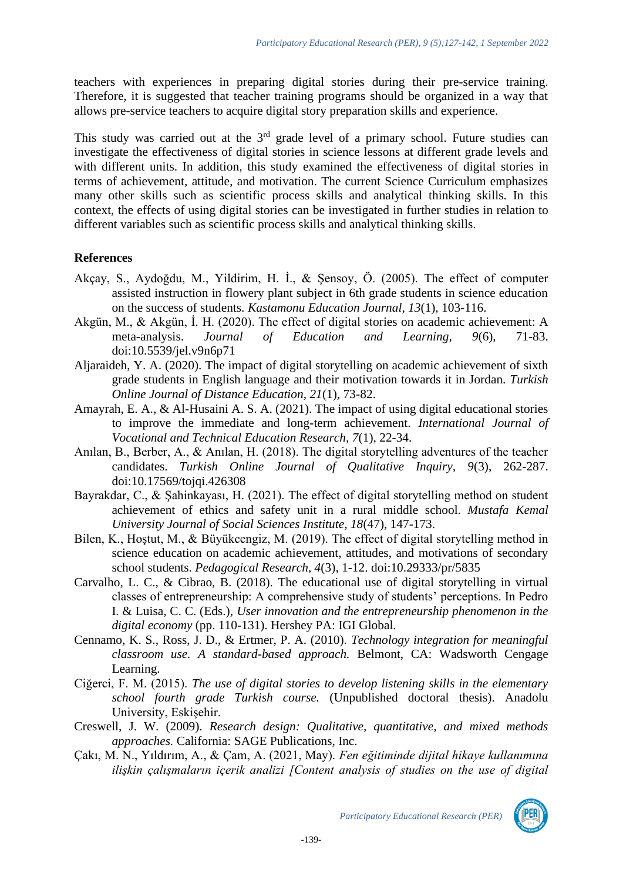teachers with experiences in preparing digital stories during their pre-service training. Therefore, it is suggested that teacher training programs should be organized in a way that allows pre-service teachers to acquire digital story preparation skills and experience.

This study was carried out at the 3rd grade level of a primary school. Future studies can investigate the effectiveness of digital stories in science lessons at different grade levels and with different units. In addition, this study examined the effectiveness of digital stories in terms of achievement, attitude, and motivation. The current Science Curriculum emphasizes many other skills such as scientific process skills and analytical thinking skills. In this context, the effects of using digital stories can be investigated in further studies in relation to different variables such as scientific process skills and analytical thinking skills.

## References

Akçay, S., Aydoğdu, M., Yildirim, H. İ., & Şensoy, Ö. (2005). The effect of computer assisted instruction in flowery plant subject in 6th grade students in science education on the success of students. *Kastamonu Education Journal, 13*(1), 103-116.

Akgün, M., & Akgün, İ. H. (2020). The effect of digital stories on academic achievement: A meta-analysis. *Journal of Education and Learning, 9*(6), 71-83. doi:10.5539/jel.v9n6p71

Aljaraideh, Y. A. (2020). The impact of digital storytelling on academic achievement of sixth grade students in English language and their motivation towards it in Jordan. *Turkish Online Journal of Distance Education, 21*(1), 73-82.

Amayrah, E. A., & Al-Husaini A. S. A. (2021). The impact of using digital educational stories to improve the immediate and long-term achievement. *International Journal of Vocational and Technical Education Research, 7*(1), 22-34.

Anılan, B., Berber, A., & Anılan, H. (2018). The digital storytelling adventures of the teacher candidates. *Turkish Online Journal of Qualitative Inquiry, 9*(3), 262-287. doi:10.17569/tojqi.426308

Bayrakdar, C., & Şahinkayası, H. (2021). The effect of digital storytelling method on student achievement of ethics and safety unit in a rural middle school. *Mustafa Kemal University Journal of Social Sciences Institute, 18*(47), 147-173.

Bilen, K., Hoştut, M., & Büyükcengiz, M. (2019). The effect of digital storytelling method in science education on academic achievement, attitudes, and motivations of secondary school students. *Pedagogical Research, 4*(3), 1-12. doi:10.29333/pr/5835

Carvalho, L. C., & Cibrao, B. (2018). The educational use of digital storytelling in virtual classes of entrepreneurship: A comprehensive study of students' perceptions. In Pedro I. & Luisa, C. C. (Eds.), *User innovation and the entrepreneurship phenomenon in the digital economy* (pp. 110-131). Hershey PA: IGI Global.

Cennamo, K. S., Ross, J. D., & Ertmer, P. A. (2010). *Technology integration for meaningful classroom use. A standard-based approach.* Belmont, CA: Wadsworth Cengage Learning.

Ciğerci, F. M. (2015). *The use of digital stories to develop listening skills in the elementary school fourth grade Turkish course.* (Unpublished doctoral thesis). Anadolu University, Eskişehir.

Creswell, J. W. (2009). *Research design: Qualitative, quantitative, and mixed methods approaches.* California: SAGE Publications, Inc.

Çakı, M. N., Yıldırım, A., & Çam, A. (2021, May). *Fen eğitiminde dijital hikaye kullanımına ilişkin çalışmaların içerik analizi [Content analysis of studies on the use of digital*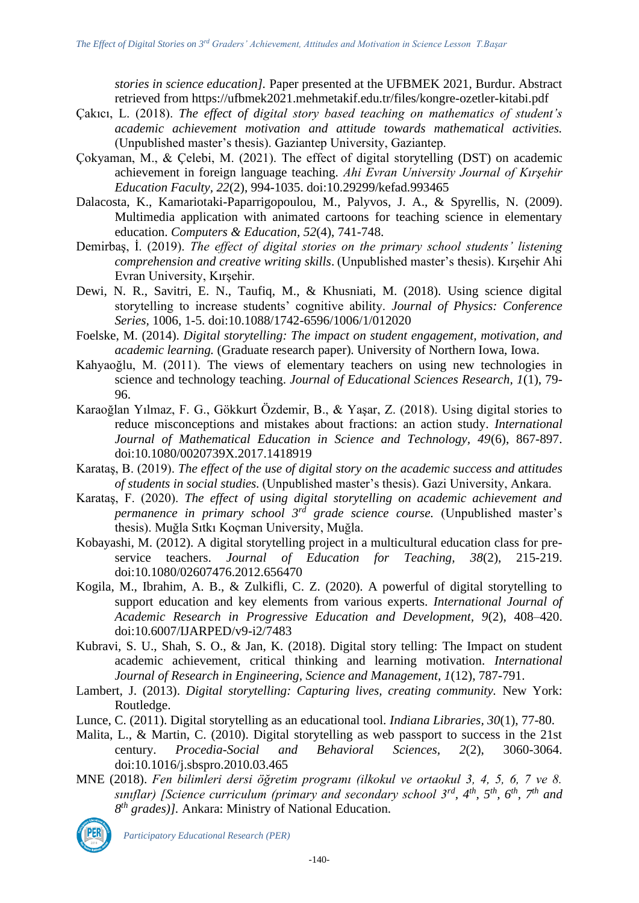*stories in science education].* Paper presented at the UFBMEK 2021, Burdur. Abstract retrieved from https://ufbmek2021.mehmetakif.edu.tr/files/kongre-ozetler-kitabi.pdf

Çakıcı, L. (2018). *The effect of digital story based teaching on mathematics of student's academic achievement motivation and attitude towards mathematical activities.* (Unpublished master's thesis). Gaziantep University, Gaziantep.

Çokyaman, M., & Çelebi, M. (2021). The effect of digital storytelling (DST) on academic achievement in foreign language teaching. *Ahi Evran University Journal of Kırşehir Education Faculty, 22*(2), 994-1035. doi:10.29299/kefad.993465

Dalacosta, K., Kamariotaki-Paparrigopoulou, M., Palyvos, J. A., & Spyrellis, N. (2009). Multimedia application with animated cartoons for teaching science in elementary education. *Computers & Education, 52*(4), 741-748.

Demirbaş, İ. (2019). *The effect of digital stories on the primary school students' listening comprehension and creative writing skills*. (Unpublished master's thesis). Kırşehir Ahi Evran University, Kırşehir.

Dewi, N. R., Savitri, E. N., Taufiq, M., & Khusniati, M. (2018). Using science digital storytelling to increase students' cognitive ability. *Journal of Physics: Conference Series,* 1006, 1-5. doi:10.1088/1742-6596/1006/1/012020

Foelske, M. (2014). *Digital storytelling: The impact on student engagement, motivation, and academic learning.* (Graduate research paper). University of Northern Iowa, Iowa.

Kahyaoğlu, M. (2011). The views of elementary teachers on using new technologies in science and technology teaching. *Journal of Educational Sciences Research, 1*(1), 79-96.

Karaoğlan Yılmaz, F. G., Gökkurt Özdemir, B., & Yaşar, Z. (2018). Using digital stories to reduce misconceptions and mistakes about fractions: an action study. *International Journal of Mathematical Education in Science and Technology, 49*(6), 867-897. doi:10.1080/0020739X.2017.1418919

Karataş, B. (2019). *The effect of the use of digital story on the academic success and attitudes of students in social studies.* (Unpublished master's thesis). Gazi University, Ankara.

Karataş, F. (2020). *The effect of using digital storytelling on academic achievement and permanence in primary school 3rd grade science course.* (Unpublished master's thesis). Muğla Sıtkı Koçman University, Muğla.

Kobayashi, M. (2012). A digital storytelling project in a multicultural education class for pre-service teachers. *Journal of Education for Teaching, 38*(2), 215-219. doi:10.1080/02607476.2012.656470

Kogila, M., Ibrahim, A. B., & Zulkifli, C. Z. (2020). A powerful of digital storytelling to support education and key elements from various experts. *International Journal of Academic Research in Progressive Education and Development, 9*(2), 408–420. doi:10.6007/IJARPED/v9-i2/7483

Kubravi, S. U., Shah, S. O., & Jan, K. (2018). Digital story telling: The Impact on student academic achievement, critical thinking and learning motivation. *International Journal of Research in Engineering, Science and Management, 1*(12), 787-791.

Lambert, J. (2013). *Digital storytelling: Capturing lives, creating community.* New York: Routledge.

Lunce, C. (2011). Digital storytelling as an educational tool. *Indiana Libraries, 30*(1), 77-80.

Malita, L., & Martin, C. (2010). Digital storytelling as web passport to success in the 21st century. *Procedia-Social and Behavioral Sciences, 2*(2), 3060-3064. doi:10.1016/j.sbspro.2010.03.465

MNE (2018). *Fen bilimleri dersi öğretim programı (ilkokul ve ortaokul 3, 4, 5, 6, 7 ve 8. sınıflar) [Science curriculum (primary and secondary school 3rd, 4th, 5th, 6th, 7th and 8th grades)].* Ankara: Ministry of National Education.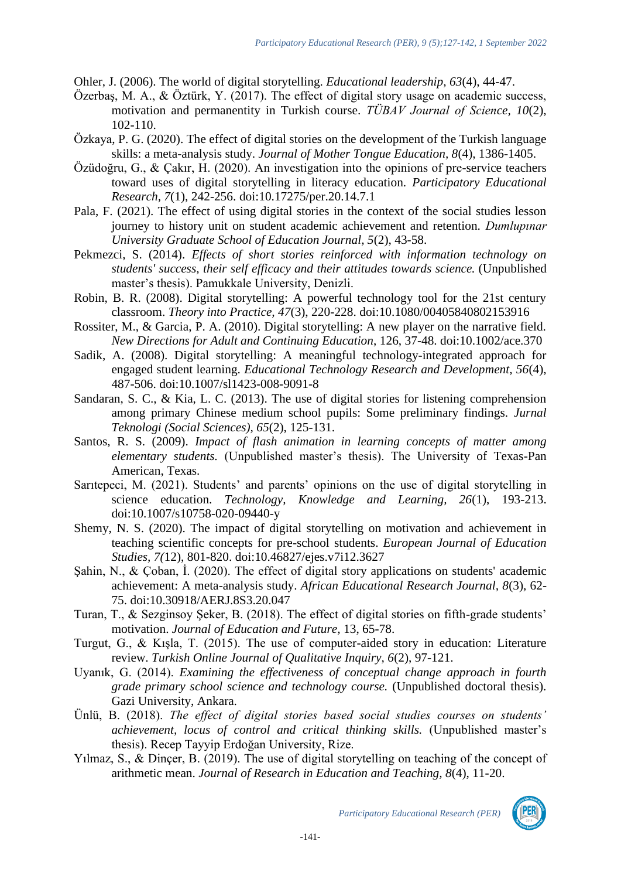Ohler, J. (2006). The world of digital storytelling. *Educational leadership, 63*(4), 44-47.

Özerbaş, M. A., & Öztürk, Y. (2017). The effect of digital story usage on academic success, motivation and permanentity in Turkish course. *TÜBAV Journal of Science, 10*(2), 102-110.

Özkaya, P. G. (2020). The effect of digital stories on the development of the Turkish language skills: a meta-analysis study. *Journal of Mother Tongue Education, 8*(4), 1386-1405.

Özüdoğru, G., & Çakır, H. (2020). An investigation into the opinions of pre-service teachers toward uses of digital storytelling in literacy education. *Participatory Educational Research, 7*(1), 242-256. doi:10.17275/per.20.14.7.1

Pala, F. (2021). The effect of using digital stories in the context of the social studies lesson journey to history unit on student academic achievement and retention. *Dumlupınar University Graduate School of Education Journal, 5*(2), 43-58.

Pekmezci, S. (2014). *Effects of short stories reinforced with information technology on students' success, their self efficacy and their attitudes towards science.* (Unpublished master's thesis). Pamukkale University, Denizli.

Robin, B. R. (2008). Digital storytelling: A powerful technology tool for the 21st century classroom. *Theory into Practice, 47*(3), 220-228. doi:10.1080/00405840802153916

Rossiter, M., & Garcia, P. A. (2010). Digital storytelling: A new player on the narrative field. *New Directions for Adult and Continuing Education*, 126, 37-48. doi:10.1002/ace.370

Sadik, A. (2008). Digital storytelling: A meaningful technology-integrated approach for engaged student learning. *Educational Technology Research and Development, 56*(4), 487-506. doi:10.1007/sl1423-008-9091-8

Sandaran, S. C., & Kia, L. C. (2013). The use of digital stories for listening comprehension among primary Chinese medium school pupils: Some preliminary findings. *Jurnal Teknologi (Social Sciences), 65*(2), 125-131.

Santos, R. S. (2009). *Impact of flash animation in learning concepts of matter among elementary students.* (Unpublished master's thesis). The University of Texas-Pan American, Texas.

Sarıtepeci, M. (2021). Students' and parents' opinions on the use of digital storytelling in science education. *Technology, Knowledge and Learning, 26*(1), 193-213. doi:10.1007/s10758-020-09440-y

Shemy, N. S. (2020). The impact of digital storytelling on motivation and achievement in teaching scientific concepts for pre-school students. *European Journal of Education Studies, 7(*12), 801-820. doi:10.46827/ejes.v7i12.3627

Şahin, N., & Çoban, İ. (2020). The effect of digital story applications on students' academic achievement: A meta-analysis study. *African Educational Research Journal, 8*(3), 62-75. doi:10.30918/AERJ.8S3.20.047

Turan, T., & Sezginsoy Şeker, B. (2018). The effect of digital stories on fifth-grade students' motivation. *Journal of Education and Future,* 13, 65-78.

Turgut, G., & Kışla, T. (2015). The use of computer-aided story in education: Literature review. *Turkish Online Journal of Qualitative Inquiry, 6*(2), 97-121.

Uyanık, G. (2014). *Examining the effectiveness of conceptual change approach in fourth grade primary school science and technology course.* (Unpublished doctoral thesis). Gazi University, Ankara.

Ünlü, B. (2018). *The effect of digital stories based social studies courses on students' achievement, locus of control and critical thinking skills.* (Unpublished master's thesis). Recep Tayyip Erdoğan University, Rize.

Yılmaz, S., & Dinçer, B. (2019). The use of digital storytelling on teaching of the concept of arithmetic mean. *Journal of Research in Education and Teaching, 8*(4), 11-20.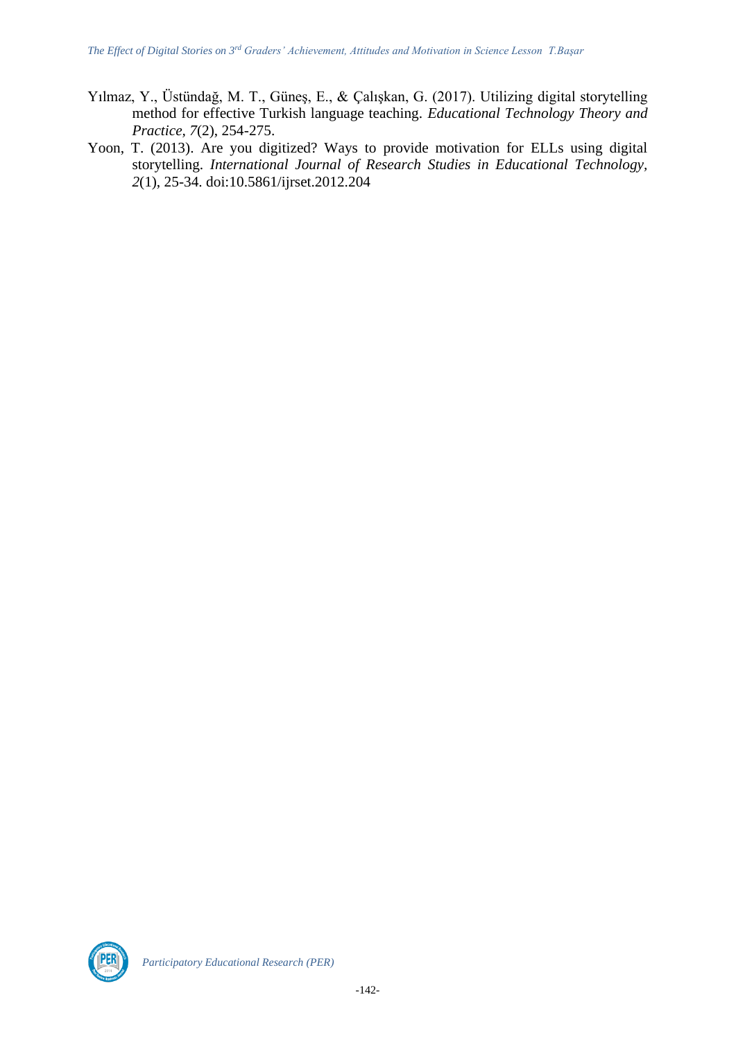Yılmaz, Y., Üstündağ, M. T., Güneş, E., & Çalışkan, G. (2017). Utilizing digital storytelling method for effective Turkish language teaching. *Educational Technology Theory and Practice, 7*(2), 254-275.

Yoon, T. (2013). Are you digitized? Ways to provide motivation for ELLs using digital storytelling. *International Journal of Research Studies in Educational Technology, 2*(1), 25-34. doi:10.5861/ijrset.2012.204